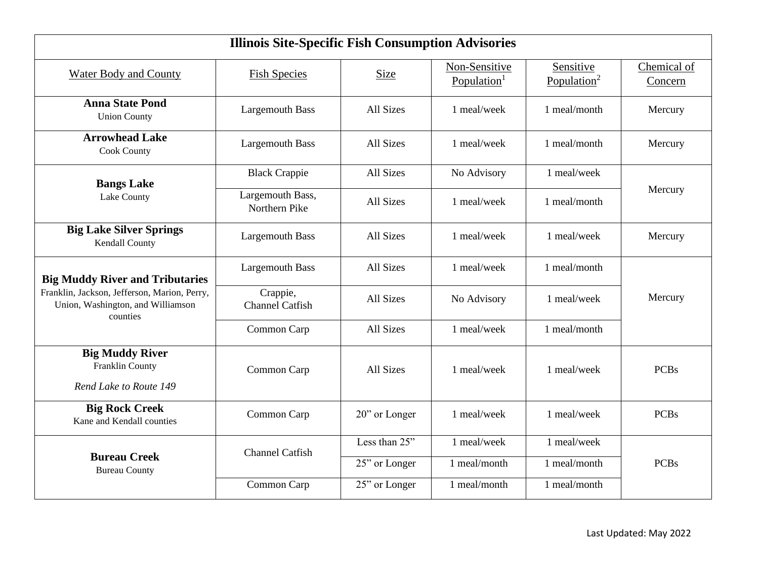| Illinois Site-Specific Fish Consumption Advisories | | | | | |
|---|---|---|---|---|---|
| Water Body and County | Fish Species | Size | Non-Sensitive Population[1] | Sensitive Population[2] | Chemical of Concern |
| **Anna State Pond** Union County | Largemouth Bass | All Sizes | 1 meal/week | 1 meal/month | Mercury |
| **Arrowhead Lake** Cook County | Largemouth Bass | All Sizes | 1 meal/week | 1 meal/month | Mercury |
| **Bangs Lake** Lake County | Black Crappie | All Sizes | No Advisory | 1 meal/week | Mercury |
| | Largemouth Bass, Northern Pike | All Sizes | 1 meal/week | 1 meal/month | |
| **Big Lake Silver Springs** Kendall County | Largemouth Bass | All Sizes | 1 meal/week | 1 meal/week | Mercury |
| **Big Muddy River and Tributaries** Franklin, Jackson, Jefferson, Marion, Perry, Union, Washington, and Williamson counties | Largemouth Bass | All Sizes | 1 meal/week | 1 meal/month | Mercury |
| | Crappie, Channel Catfish | All Sizes | No Advisory | 1 meal/week | |
| | Common Carp | All Sizes | 1 meal/week | 1 meal/month | |
| **Big Muddy River** Franklin County *Rend Lake to Route 149* | Common Carp | All Sizes | 1 meal/week | 1 meal/week | PCBs |
| **Big Rock Creek** Kane and Kendall counties | Common Carp | 20" or Longer | 1 meal/week | 1 meal/week | PCBs |
| **Bureau Creek** Bureau County | Channel Catfish | Less than 25" | 1 meal/week | 1 meal/week | PCBs |
| | | 25" or Longer | 1 meal/month | 1 meal/month | |
| | Common Carp | 25" or Longer | 1 meal/month | 1 meal/month | |

Last Updated: May 2022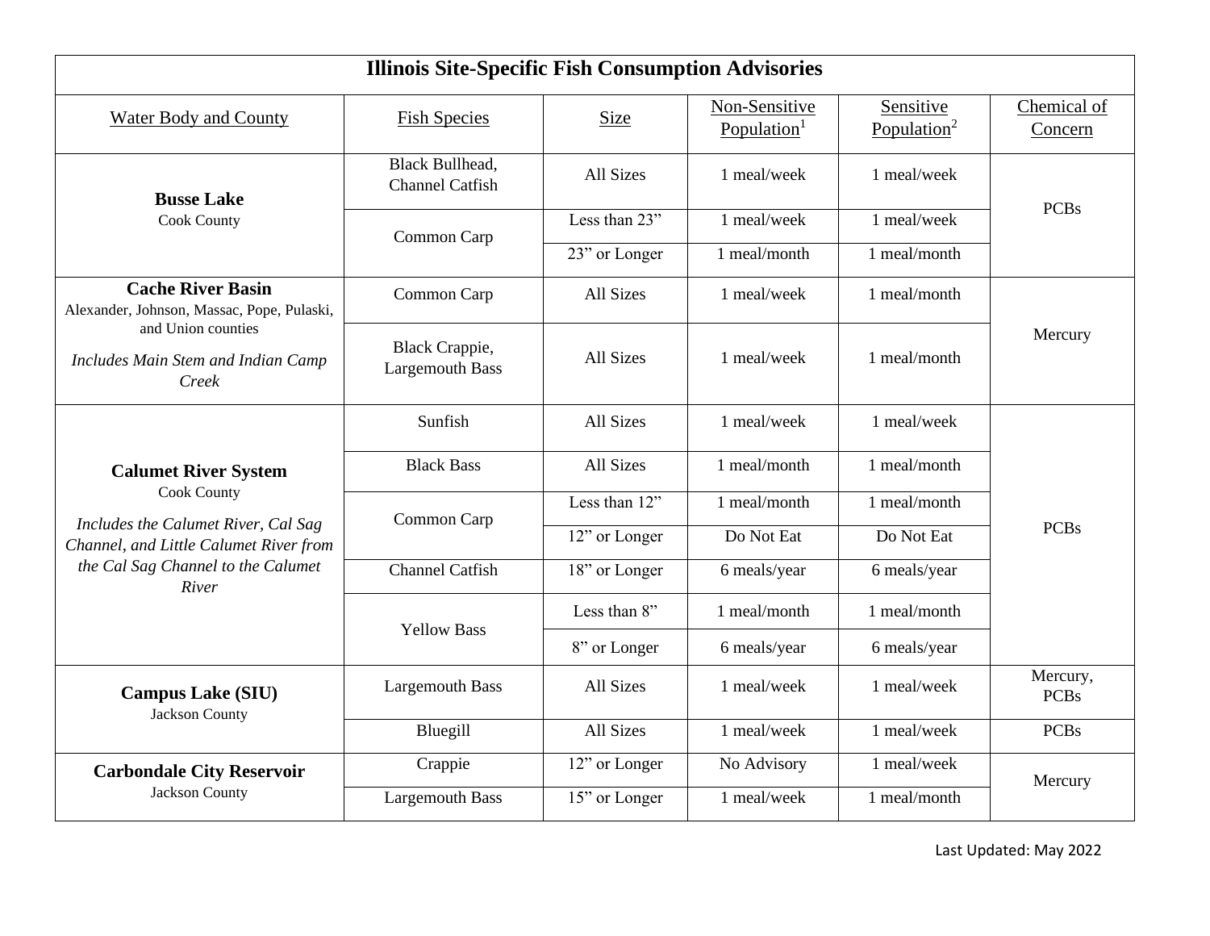| Illinois Site-Specific Fish Consumption Advisories | | | | | |
|---|---|---|---|---|---|
| Water Body and County | Fish Species | Size | Non-Sensitive Population[1] | Sensitive Population[2] | Chemical of Concern |
| **Busse Lake** Cook County | Black Bullhead, Channel Catfish | All Sizes | 1 meal/week | 1 meal/week | PCBs |
| | Common Carp | Less than 23” | 1 meal/week | 1 meal/week | |
| | | 23” or Longer | 1 meal/month | 1 meal/month | |
| **Cache River Basin** Alexander, Johnson, Massac, Pope, Pulaski, and Union counties *Includes Main Stem and Indian Camp Creek* | Common Carp | All Sizes | 1 meal/week | 1 meal/month | Mercury |
| | Black Crappie, Largemouth Bass | All Sizes | 1 meal/week | 1 meal/month | |
| **Calumet River System** Cook County *Includes the Calumet River, Cal Sag Channel, and Little Calumet River from the Cal Sag Channel to the Calumet River* | Sunfish | All Sizes | 1 meal/week | 1 meal/week | PCBs |
| | Black Bass | All Sizes | 1 meal/month | 1 meal/month | |
| | Common Carp | Less than 12” | 1 meal/month | 1 meal/month | |
| | | 12” or Longer | Do Not Eat | Do Not Eat | |
| | Channel Catfish | 18” or Longer | 6 meals/year | 6 meals/year | |
| | Yellow Bass | Less than 8” | 1 meal/month | 1 meal/month | |
| | | 8” or Longer | 6 meals/year | 6 meals/year | |
| **Campus Lake (SIU)** Jackson County | Largemouth Bass | All Sizes | 1 meal/week | 1 meal/week | Mercury, PCBs |
| | Bluegill | All Sizes | 1 meal/week | 1 meal/week | PCBs |
| **Carbondale City Reservoir** Jackson County | Crappie | 12” or Longer | No Advisory | 1 meal/week | Mercury |
| | Largemouth Bass | 15” or Longer | 1 meal/week | 1 meal/month | |

Last Updated: May 2022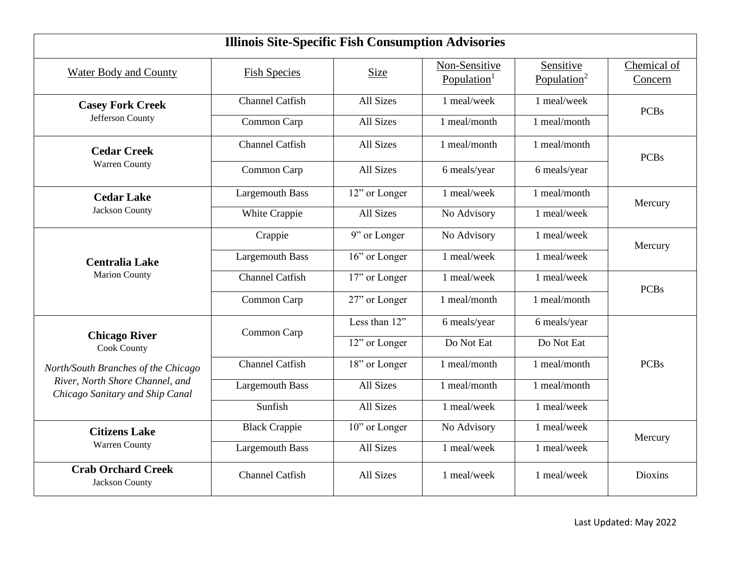# Illinois Site-Specific Fish Consumption Advisories

| Water Body and County | Fish Species | Size | Non-Sensitive Population[1] | Sensitive Population[2] | Chemical of Concern |
|---|---|---|---|---|---|
| **Casey Fork Creek** Jefferson County | Channel Catfish | All Sizes | 1 meal/week | 1 meal/week | PCBs |
| | Common Carp | All Sizes | 1 meal/month | 1 meal/month | |
| **Cedar Creek** Warren County | Channel Catfish | All Sizes | 1 meal/month | 1 meal/month | PCBs |
| | Common Carp | All Sizes | 6 meals/year | 6 meals/year | |
| **Cedar Lake** Jackson County | Largemouth Bass | 12" or Longer | 1 meal/week | 1 meal/month | Mercury |
| | White Crappie | All Sizes | No Advisory | 1 meal/week | |
| **Centralia Lake** Marion County | Crappie | 9" or Longer | No Advisory | 1 meal/week | Mercury |
| | Largemouth Bass | 16" or Longer | 1 meal/week | 1 meal/week | |
| | Channel Catfish | 17" or Longer | 1 meal/week | 1 meal/week | PCBs |
| | Common Carp | 27" or Longer | 1 meal/month | 1 meal/month | |
| **Chicago River** Cook County *North/South Branches of the Chicago River, North Shore Channel, and Chicago Sanitary and Ship Canal* | Common Carp | Less than 12" | 6 meals/year | 6 meals/year | PCBs |
| | | 12" or Longer | Do Not Eat | Do Not Eat | |
| | Channel Catfish | 18" or Longer | 1 meal/month | 1 meal/month | |
| | Largemouth Bass | All Sizes | 1 meal/month | 1 meal/month | |
| | Sunfish | All Sizes | 1 meal/week | 1 meal/week | |
| **Citizens Lake** Warren County | Black Crappie | 10" or Longer | No Advisory | 1 meal/week | Mercury |
| | Largemouth Bass | All Sizes | 1 meal/week | 1 meal/week | |
| **Crab Orchard Creek** Jackson County | Channel Catfish | All Sizes | 1 meal/week | 1 meal/week | Dioxins |

Last Updated: May 2022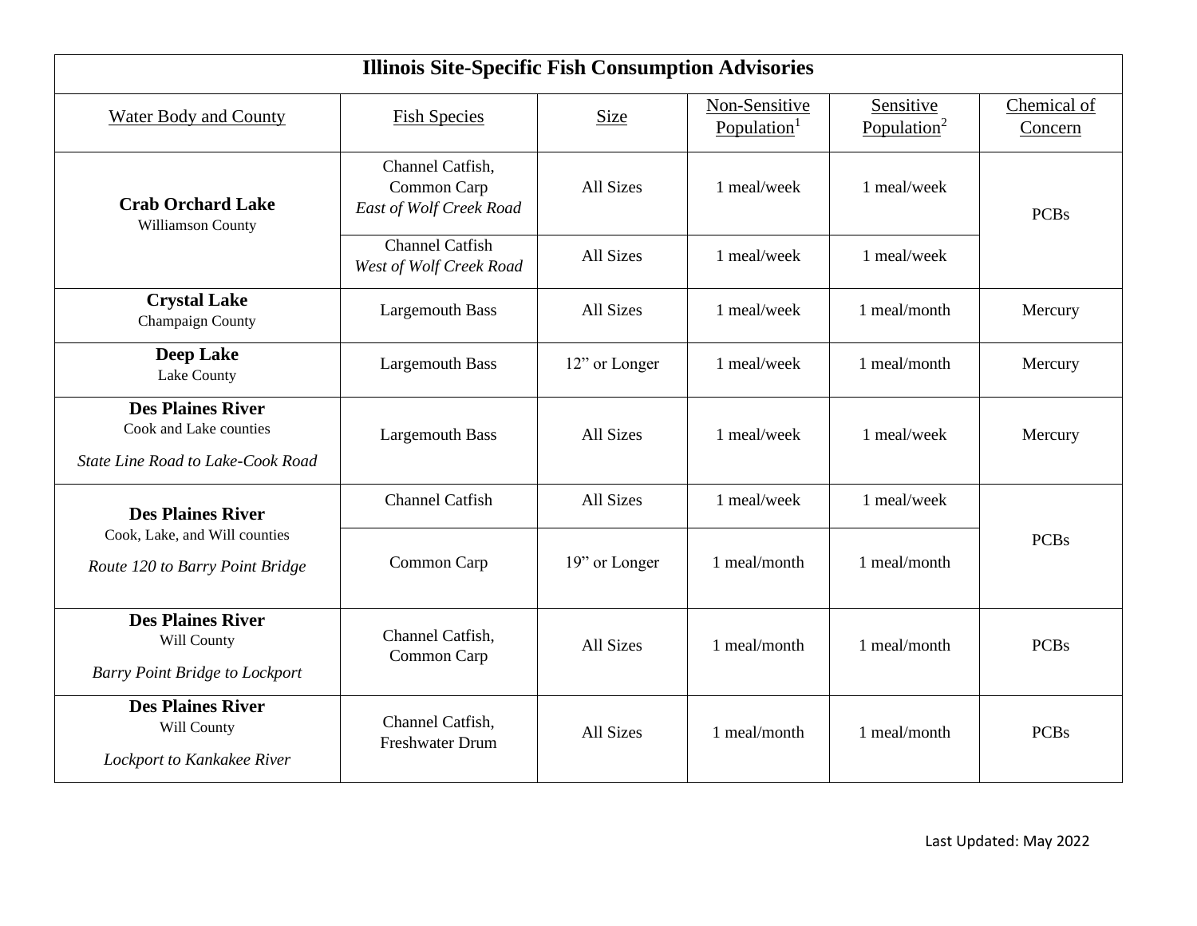| Illinois Site-Specific Fish Consumption Advisories | | | | | |
|---|---|---|---|---|---|
| Water Body and County | Fish Species | Size | Non-Sensitive Population[1] | Sensitive Population[2] | Chemical of Concern |
| **Crab Orchard Lake** Williamson County | Channel Catfish, Common Carp *East of Wolf Creek Road* | All Sizes | 1 meal/week | 1 meal/week | PCBs |
| | Channel Catfish *West of Wolf Creek Road* | All Sizes | 1 meal/week | 1 meal/week | |
| **Crystal Lake** Champaign County | Largemouth Bass | All Sizes | 1 meal/week | 1 meal/month | Mercury |
| **Deep Lake** Lake County | Largemouth Bass | 12” or Longer | 1 meal/week | 1 meal/month | Mercury |
| **Des Plaines River** Cook and Lake counties *State Line Road to Lake-Cook Road* | Largemouth Bass | All Sizes | 1 meal/week | 1 meal/week | Mercury |
| **Des Plaines River** Cook, Lake, and Will counties *Route 120 to Barry Point Bridge* | Channel Catfish | All Sizes | 1 meal/week | 1 meal/week | PCBs |
| | Common Carp | 19” or Longer | 1 meal/month | 1 meal/month | |
| **Des Plaines River** Will County *Barry Point Bridge to Lockport* | Channel Catfish, Common Carp | All Sizes | 1 meal/month | 1 meal/month | PCBs |
| **Des Plaines River** Will County *Lockport to Kankakee River* | Channel Catfish, Freshwater Drum | All Sizes | 1 meal/month | 1 meal/month | PCBs |

Last Updated: May 2022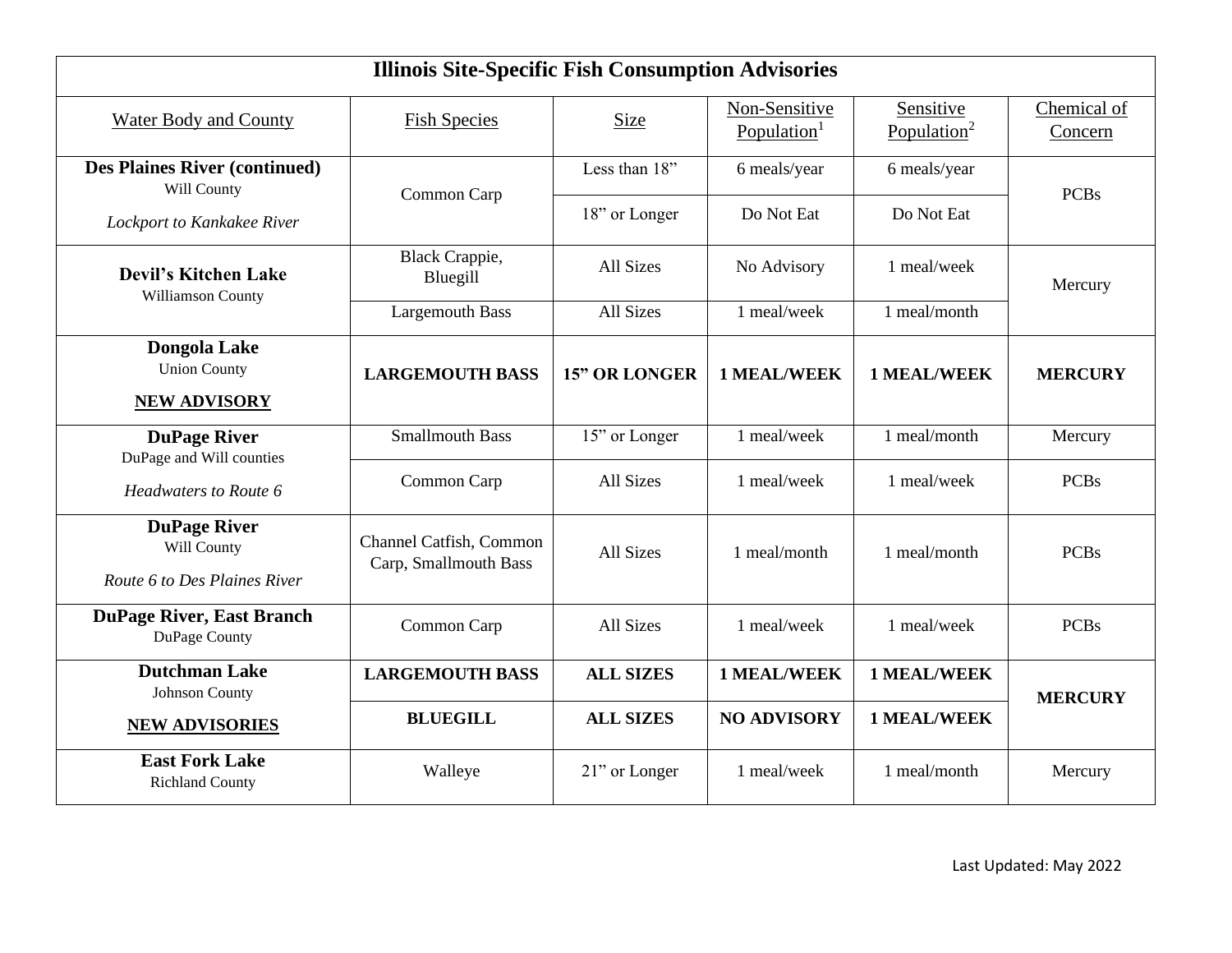| Illinois Site-Specific Fish Consumption Advisories | | | | | |
|---|---|---|---|---|---|
| Water Body and County | Fish Species | Size | Non-Sensitive Population[1] | Sensitive Population[2] | Chemical of Concern |
| **Des Plaines River (continued)** Will County *Lockport to Kankakee River* | Common Carp | Less than 18” | 6 meals/year | 6 meals/year | PCBs |
| | | 18” or Longer | Do Not Eat | Do Not Eat | |
| **Devil’s Kitchen Lake** Williamson County | Black Crappie, Bluegill | All Sizes | No Advisory | 1 meal/week | Mercury |
| | Largemouth Bass | All Sizes | 1 meal/week | 1 meal/month | |
| **Dongola Lake** Union County **NEW ADVISORY** | **LARGEMOUTH BASS** | **15” OR LONGER** | **1 MEAL/WEEK** | **1 MEAL/WEEK** | **MERCURY** |
| **DuPage River** DuPage and Will counties *Headwaters to Route 6* | Smallmouth Bass | 15” or Longer | 1 meal/week | 1 meal/month | Mercury |
| | Common Carp | All Sizes | 1 meal/week | 1 meal/week | PCBs |
| **DuPage River** Will County *Route 6 to Des Plaines River* | Channel Catfish, Common Carp, Smallmouth Bass | All Sizes | 1 meal/month | 1 meal/month | PCBs |
| **DuPage River, East Branch** DuPage County | Common Carp | All Sizes | 1 meal/week | 1 meal/week | PCBs |
| **Dutchman Lake** Johnson County **NEW ADVISORIES** | **LARGEMOUTH BASS** | **ALL SIZES** | **1 MEAL/WEEK** | **1 MEAL/WEEK** | **MERCURY** |
| | **BLUEGILL** | **ALL SIZES** | **NO ADVISORY** | **1 MEAL/WEEK** | |
| **East Fork Lake** Richland County | Walleye | 21” or Longer | 1 meal/week | 1 meal/month | Mercury |

Last Updated: May 2022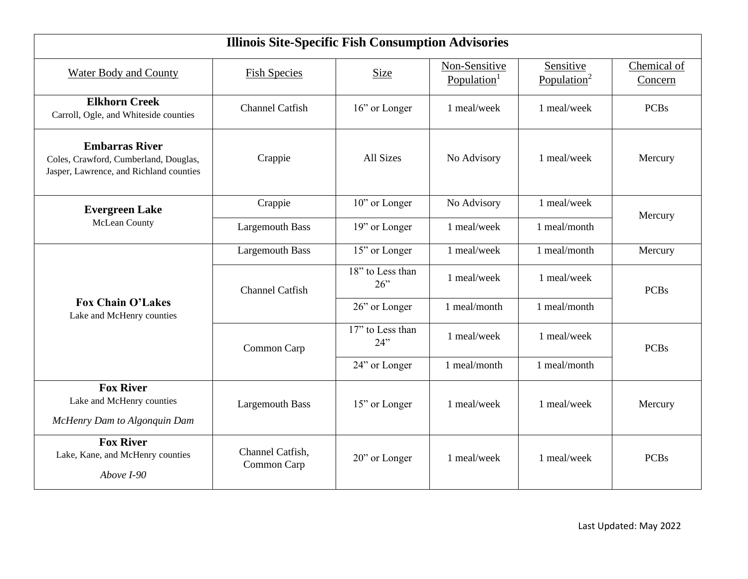| Illinois Site-Specific Fish Consumption Advisories | | | | | |
|---|---|---|---|---|---|
| Water Body and County | Fish Species | Size | Non-Sensitive Population[1] | Sensitive Population[2] | Chemical of Concern |
| **Elkhorn Creek** Carroll, Ogle, and Whiteside counties | Channel Catfish | 16" or Longer | 1 meal/week | 1 meal/week | PCBs |
| **Embarras River** Coles, Crawford, Cumberland, Douglas, Jasper, Lawrence, and Richland counties | Crappie | All Sizes | No Advisory | 1 meal/week | Mercury |
| **Evergreen Lake** McLean County | Crappie | 10" or Longer | No Advisory | 1 meal/week | Mercury |
| | Largemouth Bass | 19" or Longer | 1 meal/week | 1 meal/month | Mercury |
| **Fox Chain O'Lakes** Lake and McHenry counties | Largemouth Bass | 15" or Longer | 1 meal/week | 1 meal/month | Mercury |
| | Channel Catfish | 18" to Less than 26" | 1 meal/week | 1 meal/week | PCBs |
| | Channel Catfish | 26" or Longer | 1 meal/month | 1 meal/month | PCBs |
| | Common Carp | 17" to Less than 24" | 1 meal/week | 1 meal/week | PCBs |
| | Common Carp | 24" or Longer | 1 meal/month | 1 meal/month | PCBs |
| **Fox River** Lake and McHenry counties *McHenry Dam to Algonquin Dam* | Largemouth Bass | 15" or Longer | 1 meal/week | 1 meal/week | Mercury |
| **Fox River** Lake, Kane, and McHenry counties *Above I-90* | Channel Catfish, Common Carp | 20" or Longer | 1 meal/week | 1 meal/week | PCBs |

Last Updated: May 2022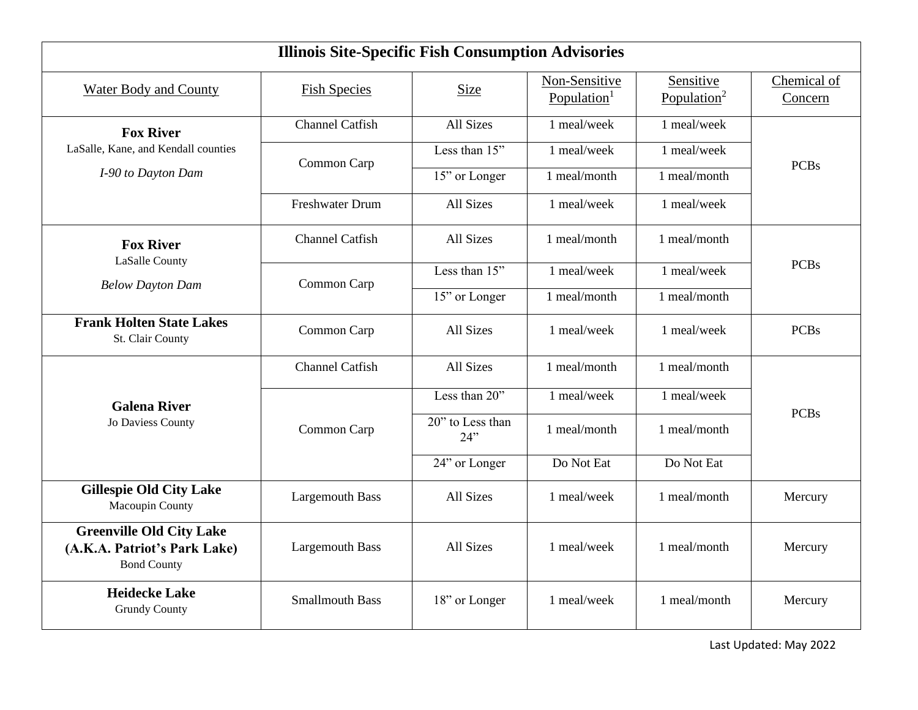| Illinois Site-Specific Fish Consumption Advisories | | | | | |
|---|---|---|---|---|---|
| Water Body and County | Fish Species | Size | Non-Sensitive Population[1] | Sensitive Population[2] | Chemical of Concern |
| **Fox River** LaSalle, Kane, and Kendall counties *I-90 to Dayton Dam* | Channel Catfish | All Sizes | 1 meal/week | 1 meal/week | PCBs |
| | Common Carp | Less than 15” | 1 meal/week | 1 meal/week | |
| | | 15” or Longer | 1 meal/month | 1 meal/month | |
| | Freshwater Drum | All Sizes | 1 meal/week | 1 meal/week | |
| **Fox River** LaSalle County *Below Dayton Dam* | Channel Catfish | All Sizes | 1 meal/month | 1 meal/month | PCBs |
| | Common Carp | Less than 15” | 1 meal/week | 1 meal/week | |
| | | 15” or Longer | 1 meal/month | 1 meal/month | |
| **Frank Holten State Lakes** St. Clair County | Common Carp | All Sizes | 1 meal/week | 1 meal/week | PCBs |
| **Galena River** Jo Daviess County | Channel Catfish | All Sizes | 1 meal/month | 1 meal/month | PCBs |
| | Common Carp | Less than 20” | 1 meal/week | 1 meal/week | |
| | | 20” to Less than 24” | 1 meal/month | 1 meal/month | |
| | | 24” or Longer | Do Not Eat | Do Not Eat | |
| **Gillespie Old City Lake** Macoupin County | Largemouth Bass | All Sizes | 1 meal/week | 1 meal/month | Mercury |
| **Greenville Old City Lake (A.K.A. Patriot’s Park Lake)** Bond County | Largemouth Bass | All Sizes | 1 meal/week | 1 meal/month | Mercury |
| **Heidecke Lake** Grundy County | Smallmouth Bass | 18” or Longer | 1 meal/week | 1 meal/month | Mercury |

Last Updated: May 2022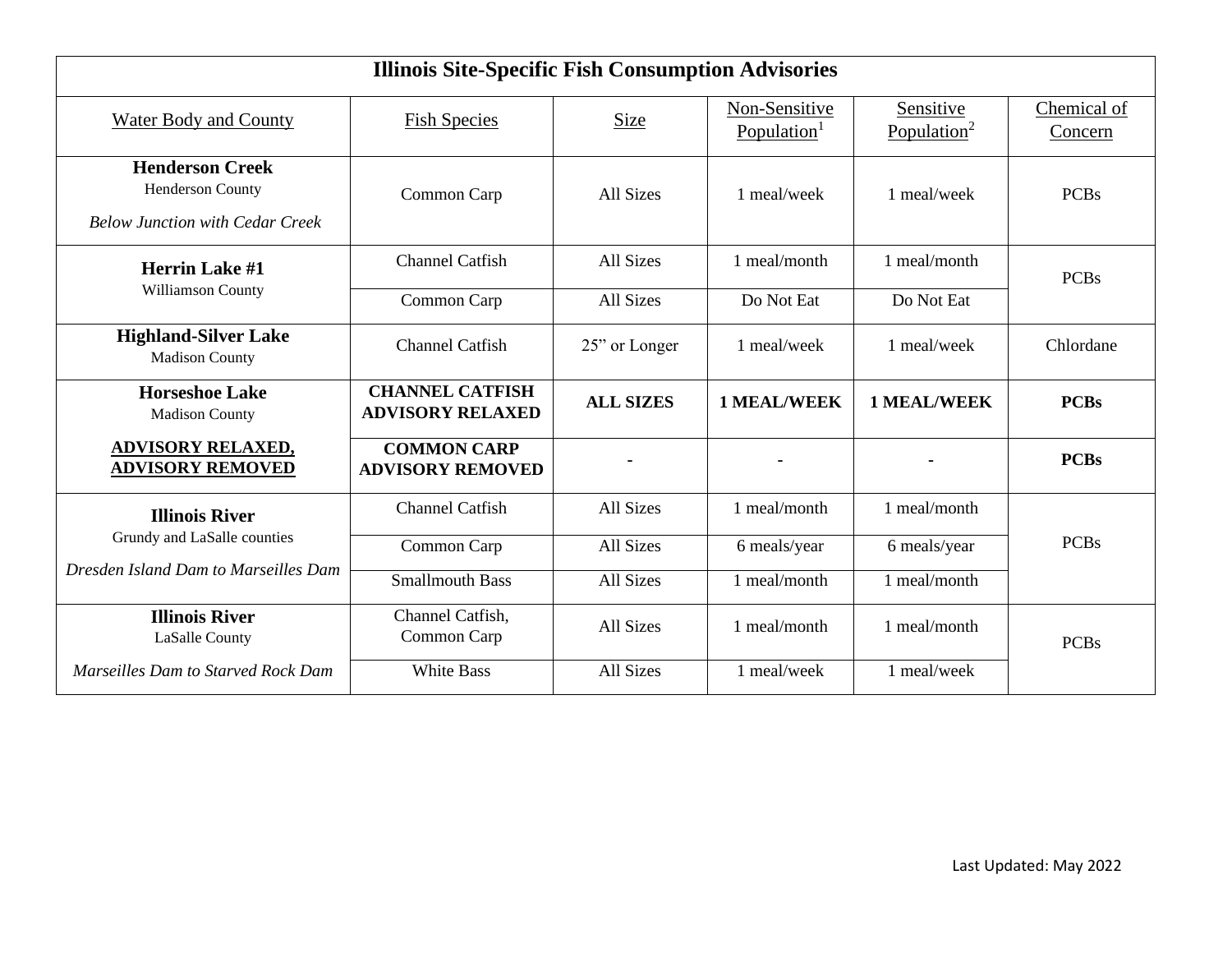| Illinois Site-Specific Fish Consumption Advisories | | | | | |
|---|---|---|---|---|---|
| Water Body and County | Fish Species | Size | Non-Sensitive Population[1] | Sensitive Population[2] | Chemical of Concern |
| **Henderson Creek** Henderson County *Below Junction with Cedar Creek* | Common Carp | All Sizes | 1 meal/week | 1 meal/week | PCBs |
| **Herrin Lake #1** Williamson County | Channel Catfish | All Sizes | 1 meal/month | 1 meal/month | PCBs |
| | Common Carp | All Sizes | Do Not Eat | Do Not Eat | |
| **Highland-Silver Lake** Madison County | Channel Catfish | 25" or Longer | 1 meal/week | 1 meal/week | Chlordane |
| **Horseshoe Lake** Madison County **ADVISORY RELAXED, ADVISORY REMOVED** | **CHANNEL CATFISH ADVISORY RELAXED** | **ALL SIZES** | **1 MEAL/WEEK** | **1 MEAL/WEEK** | **PCBs** |
| | **COMMON CARP ADVISORY REMOVED** | - | - | - | **PCBs** |
| **Illinois River** Grundy and LaSalle counties *Dresden Island Dam to Marseilles Dam* | Channel Catfish | All Sizes | 1 meal/month | 1 meal/month | PCBs |
| | Common Carp | All Sizes | 6 meals/year | 6 meals/year | |
| | Smallmouth Bass | All Sizes | 1 meal/month | 1 meal/month | |
| **Illinois River** LaSalle County *Marseilles Dam to Starved Rock Dam* | Channel Catfish, Common Carp | All Sizes | 1 meal/month | 1 meal/month | PCBs |
| | White Bass | All Sizes | 1 meal/week | 1 meal/week | |

Last Updated: May 2022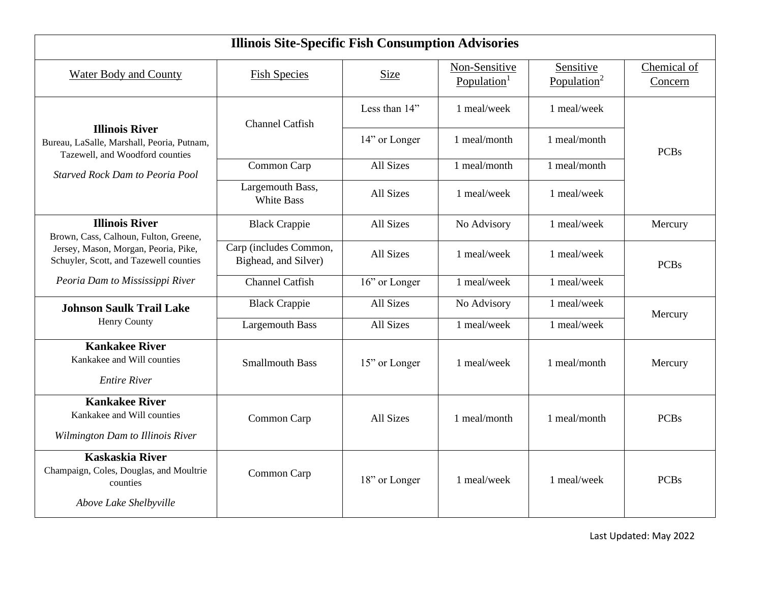# Illinois Site-Specific Fish Consumption Advisories

| Water Body and County | Fish Species | Size | Non-Sensitive Population[1] | Sensitive Population[2] | Chemical of Concern |
|---|---|---|---|---|---|
| **Illinois River**<br>Bureau, LaSalle, Marshall, Peoria, Putnam, Tazewell, and Woodford counties<br>*Starved Rock Dam to Peoria Pool* | Channel Catfish | Less than 14" | 1 meal/week | 1 meal/week | PCBs |
| | | 14" or Longer | 1 meal/month | 1 meal/month | |
| | Common Carp | All Sizes | 1 meal/month | 1 meal/month | |
| | Largemouth Bass, White Bass | All Sizes | 1 meal/week | 1 meal/week | |
| **Illinois River**<br>Brown, Cass, Calhoun, Fulton, Greene, Jersey, Mason, Morgan, Peoria, Pike, Schuyler, Scott, and Tazewell counties<br>*Peoria Dam to Mississippi River* | Black Crappie | All Sizes | No Advisory | 1 meal/week | Mercury |
| | Carp (includes Common, Bighead, and Silver) | All Sizes | 1 meal/week | 1 meal/week | PCBs |
| | Channel Catfish | 16" or Longer | 1 meal/week | 1 meal/week | |
| **Johnson Saulk Trail Lake**<br>Henry County | Black Crappie | All Sizes | No Advisory | 1 meal/week | Mercury |
| | Largemouth Bass | All Sizes | 1 meal/week | 1 meal/week | |
| **Kankakee River**<br>Kankakee and Will counties<br>*Entire River* | Smallmouth Bass | 15" or Longer | 1 meal/week | 1 meal/month | Mercury |
| **Kankakee River**<br>Kankakee and Will counties<br>*Wilmington Dam to Illinois River* | Common Carp | All Sizes | 1 meal/month | 1 meal/month | PCBs |
| **Kaskaskia River**<br>Champaign, Coles, Douglas, and Moultrie counties<br>*Above Lake Shelbyville* | Common Carp | 18" or Longer | 1 meal/week | 1 meal/week | PCBs |

Last Updated: May 2022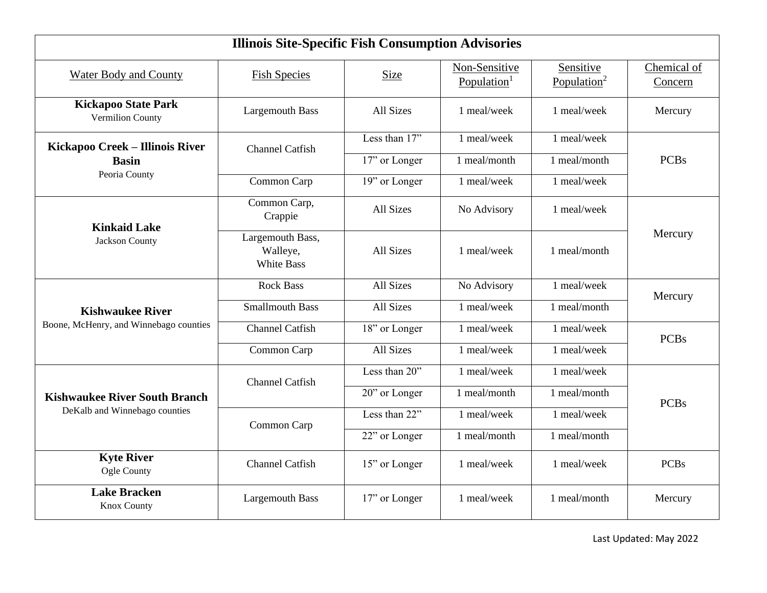| Illinois Site-Specific Fish Consumption Advisories | | | | | |
|---|---|---|---|---|---|
| Water Body and County | Fish Species | Size | Non-Sensitive Population[1] | Sensitive Population[2] | Chemical of Concern |
| **Kickapoo State Park** Vermilion County | Largemouth Bass | All Sizes | 1 meal/week | 1 meal/week | Mercury |
| **Kickapoo Creek – Illinois River Basin** Peoria County | Channel Catfish | Less than 17” | 1 meal/week | 1 meal/week | PCBs |
| | | 17” or Longer | 1 meal/month | 1 meal/month | |
| | Common Carp | 19” or Longer | 1 meal/week | 1 meal/week | |
| **Kinkaid Lake** Jackson County | Common Carp, Crappie | All Sizes | No Advisory | 1 meal/week | Mercury |
| | Largemouth Bass, Walleye, White Bass | All Sizes | 1 meal/week | 1 meal/month | |
| **Kishwaukee River** Boone, McHenry, and Winnebago counties | Rock Bass | All Sizes | No Advisory | 1 meal/week | Mercury |
| | Smallmouth Bass | All Sizes | 1 meal/week | 1 meal/month | |
| | Channel Catfish | 18” or Longer | 1 meal/week | 1 meal/week | PCBs |
| | Common Carp | All Sizes | 1 meal/week | 1 meal/week | |
| **Kishwaukee River South Branch** DeKalb and Winnebago counties | Channel Catfish | Less than 20” | 1 meal/week | 1 meal/week | PCBs |
| | | 20” or Longer | 1 meal/month | 1 meal/month | |
| | Common Carp | Less than 22” | 1 meal/week | 1 meal/week | |
| | | 22” or Longer | 1 meal/month | 1 meal/month | |
| **Kyte River** Ogle County | Channel Catfish | 15” or Longer | 1 meal/week | 1 meal/week | PCBs |
| **Lake Bracken** Knox County | Largemouth Bass | 17” or Longer | 1 meal/week | 1 meal/month | Mercury |

Last Updated: May 2022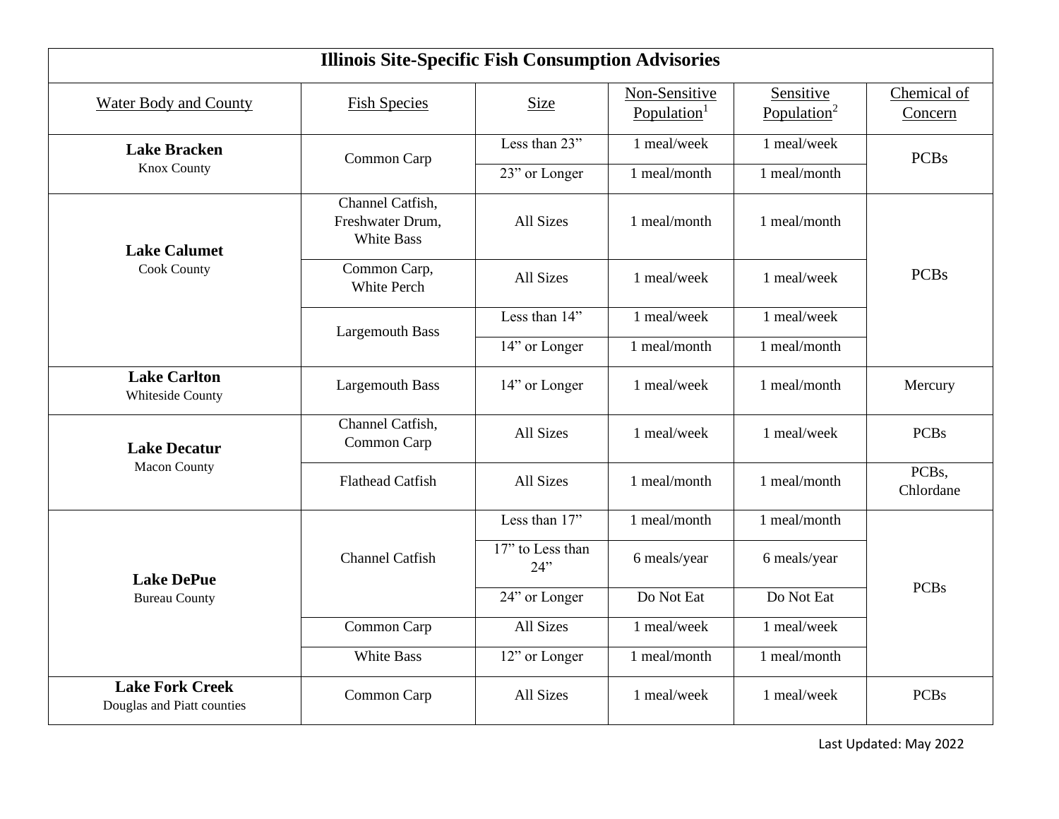| Illinois Site-Specific Fish Consumption Advisories | | | | | |
|---|---|---|---|---|---|
| Water Body and County | Fish Species | Size | Non-Sensitive Population[1] | Sensitive Population[2] | Chemical of Concern |
| **Lake Bracken** Knox County | Common Carp | Less than 23” | 1 meal/week | 1 meal/week | PCBs |
| | | 23” or Longer | 1 meal/month | 1 meal/month | |
| **Lake Calumet** Cook County | Channel Catfish, Freshwater Drum, White Bass | All Sizes | 1 meal/month | 1 meal/month | PCBs |
| | Common Carp, White Perch | All Sizes | 1 meal/week | 1 meal/week | |
| | Largemouth Bass | Less than 14” | 1 meal/week | 1 meal/week | |
| | | 14” or Longer | 1 meal/month | 1 meal/month | |
| **Lake Carlton** Whiteside County | Largemouth Bass | 14” or Longer | 1 meal/week | 1 meal/month | Mercury |
| **Lake Decatur** Macon County | Channel Catfish, Common Carp | All Sizes | 1 meal/week | 1 meal/week | PCBs |
| | Flathead Catfish | All Sizes | 1 meal/month | 1 meal/month | PCBs, Chlordane |
| **Lake DePue** Bureau County | Channel Catfish | Less than 17” | 1 meal/month | 1 meal/month | PCBs |
| | | 17” to Less than 24” | 6 meals/year | 6 meals/year | |
| | | 24” or Longer | Do Not Eat | Do Not Eat | |
| | Common Carp | All Sizes | 1 meal/week | 1 meal/week | |
| | White Bass | 12” or Longer | 1 meal/month | 1 meal/month | |
| **Lake Fork Creek** Douglas and Piatt counties | Common Carp | All Sizes | 1 meal/week | 1 meal/week | PCBs |

Last Updated: May 2022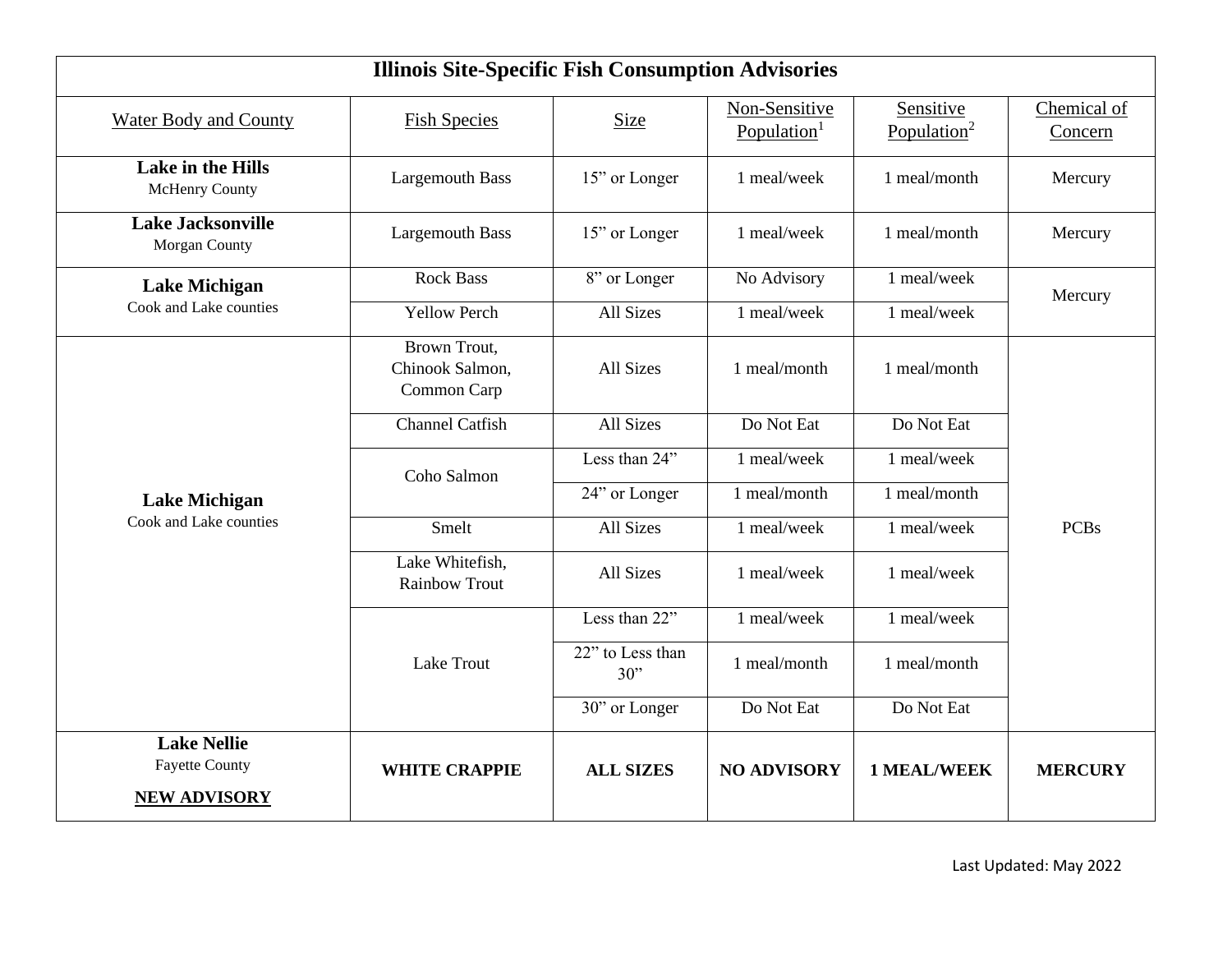| Illinois Site-Specific Fish Consumption Advisories | | | | | |
|---|---|---|---|---|---|
| Water Body and County | Fish Species | Size | Non-Sensitive Population[1] | Sensitive Population[2] | Chemical of Concern |
| **Lake in the Hills** McHenry County | Largemouth Bass | 15" or Longer | 1 meal/week | 1 meal/month | Mercury |
| **Lake Jacksonville** Morgan County | Largemouth Bass | 15" or Longer | 1 meal/week | 1 meal/month | Mercury |
| **Lake Michigan** Cook and Lake counties | Rock Bass | 8" or Longer | No Advisory | 1 meal/week | Mercury |
| | Yellow Perch | All Sizes | 1 meal/week | 1 meal/week | |
| **Lake Michigan** Cook and Lake counties | Brown Trout, Chinook Salmon, Common Carp | All Sizes | 1 meal/month | 1 meal/month | PCBs |
| | Channel Catfish | All Sizes | Do Not Eat | Do Not Eat | |
| | Coho Salmon | Less than 24" | 1 meal/week | 1 meal/week | |
| | | 24" or Longer | 1 meal/month | 1 meal/month | |
| | Smelt | All Sizes | 1 meal/week | 1 meal/week | |
| | Lake Whitefish, Rainbow Trout | All Sizes | 1 meal/week | 1 meal/week | |
| | Lake Trout | Less than 22" | 1 meal/week | 1 meal/week | |
| | | 22" to Less than 30" | 1 meal/month | 1 meal/month | |
| | | 30" or Longer | Do Not Eat | Do Not Eat | |
| **Lake Nellie** Fayette County **NEW ADVISORY** | **WHITE CRAPPIE** | **ALL SIZES** | **NO ADVISORY** | **1 MEAL/WEEK** | **MERCURY** |

Last Updated: May 2022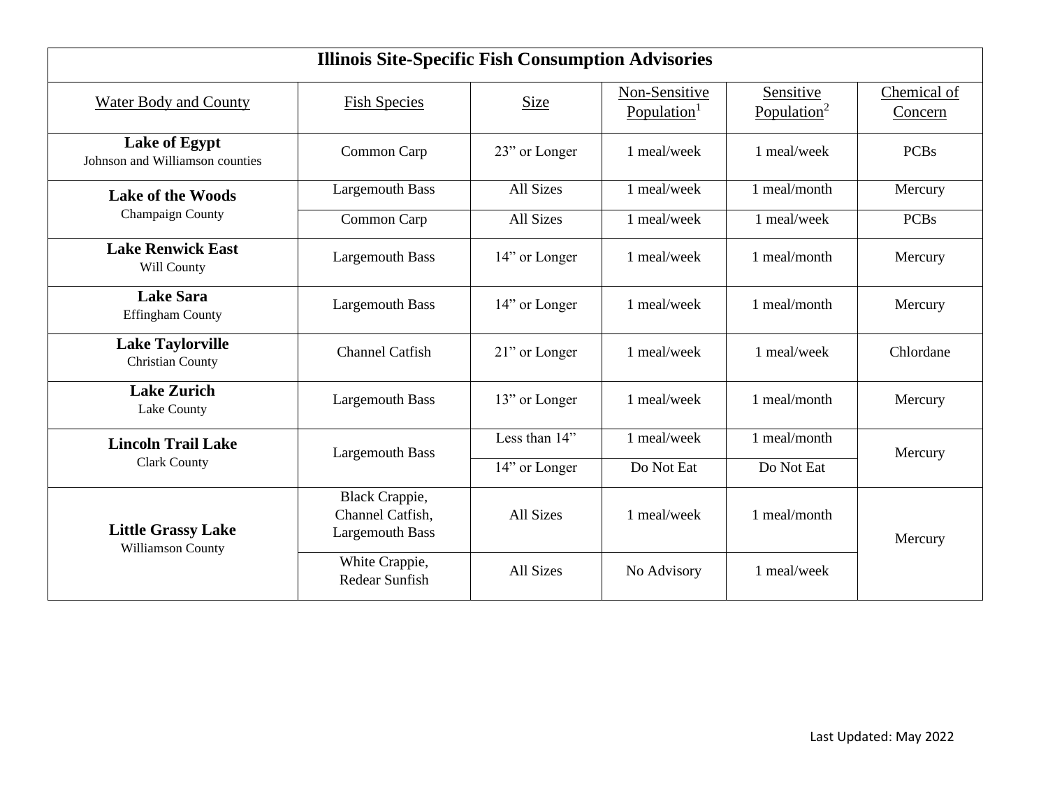| Illinois Site-Specific Fish Consumption Advisories | | | | | |
|---|---|---|---|---|---|
| Water Body and County | Fish Species | Size | Non-Sensitive Population[1] | Sensitive Population[2] | Chemical of Concern |
| **Lake of Egypt** Johnson and Williamson counties | Common Carp | 23" or Longer | 1 meal/week | 1 meal/week | PCBs |
| **Lake of the Woods** Champaign County | Largemouth Bass | All Sizes | 1 meal/week | 1 meal/month | Mercury |
| | Common Carp | All Sizes | 1 meal/week | 1 meal/week | PCBs |
| **Lake Renwick East** Will County | Largemouth Bass | 14" or Longer | 1 meal/week | 1 meal/month | Mercury |
| **Lake Sara** Effingham County | Largemouth Bass | 14" or Longer | 1 meal/week | 1 meal/month | Mercury |
| **Lake Taylorville** Christian County | Channel Catfish | 21" or Longer | 1 meal/week | 1 meal/week | Chlordane |
| **Lake Zurich** Lake County | Largemouth Bass | 13" or Longer | 1 meal/week | 1 meal/month | Mercury |
| **Lincoln Trail Lake** Clark County | Largemouth Bass | Less than 14" | 1 meal/week | 1 meal/month | Mercury |
| | | 14" or Longer | Do Not Eat | Do Not Eat | |
| **Little Grassy Lake** Williamson County | Black Crappie, Channel Catfish, Largemouth Bass | All Sizes | 1 meal/week | 1 meal/month | Mercury |
| | White Crappie, Redear Sunfish | All Sizes | No Advisory | 1 meal/week | |

Last Updated: May 2022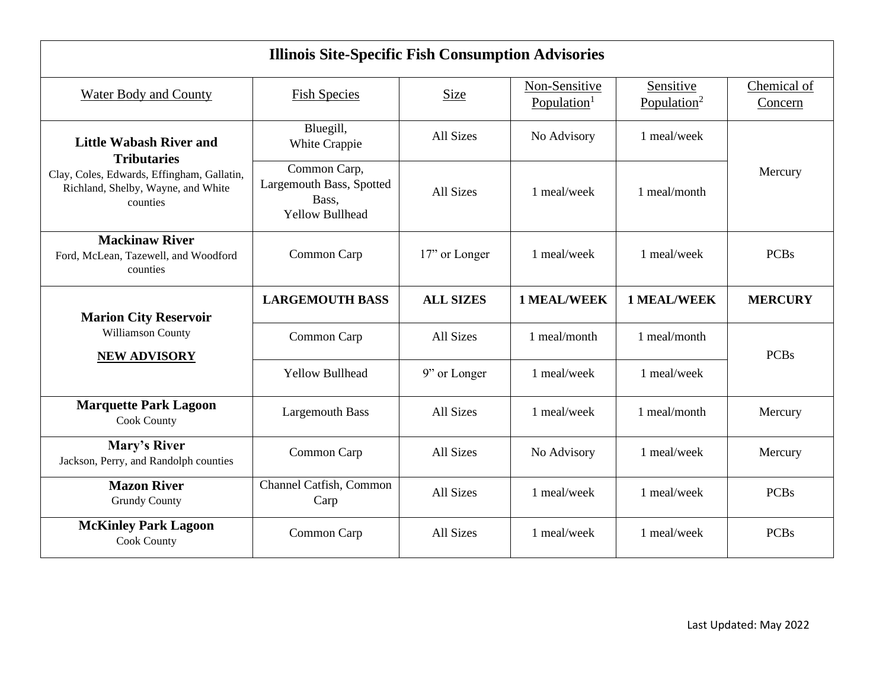| Illinois Site-Specific Fish Consumption Advisories | | | | | |
|---|---|---|---|---|---|
| Water Body and County | Fish Species | Size | Non-Sensitive Population[1] | Sensitive Population[2] | Chemical of Concern |
| **Little Wabash River and Tributaries** Clay, Coles, Edwards, Effingham, Gallatin, Richland, Shelby, Wayne, and White counties | Bluegill, White Crappie | All Sizes | No Advisory | 1 meal/week | Mercury |
| | Common Carp, Largemouth Bass, Spotted Bass, Yellow Bullhead | All Sizes | 1 meal/week | 1 meal/month | |
| **Mackinaw River** Ford, McLean, Tazewell, and Woodford counties | Common Carp | 17" or Longer | 1 meal/week | 1 meal/week | PCBs |
| **Marion City Reservoir** Williamson County **NEW ADVISORY** | **LARGEMOUTH BASS** | **ALL SIZES** | **1 MEAL/WEEK** | **1 MEAL/WEEK** | **MERCURY** |
| | Common Carp | All Sizes | 1 meal/month | 1 meal/month | PCBs |
| | Yellow Bullhead | 9" or Longer | 1 meal/week | 1 meal/week | |
| **Marquette Park Lagoon** Cook County | Largemouth Bass | All Sizes | 1 meal/week | 1 meal/month | Mercury |
| **Mary's River** Jackson, Perry, and Randolph counties | Common Carp | All Sizes | No Advisory | 1 meal/week | Mercury |
| **Mazon River** Grundy County | Channel Catfish, Common Carp | All Sizes | 1 meal/week | 1 meal/week | PCBs |
| **McKinley Park Lagoon** Cook County | Common Carp | All Sizes | 1 meal/week | 1 meal/week | PCBs |

Last Updated: May 2022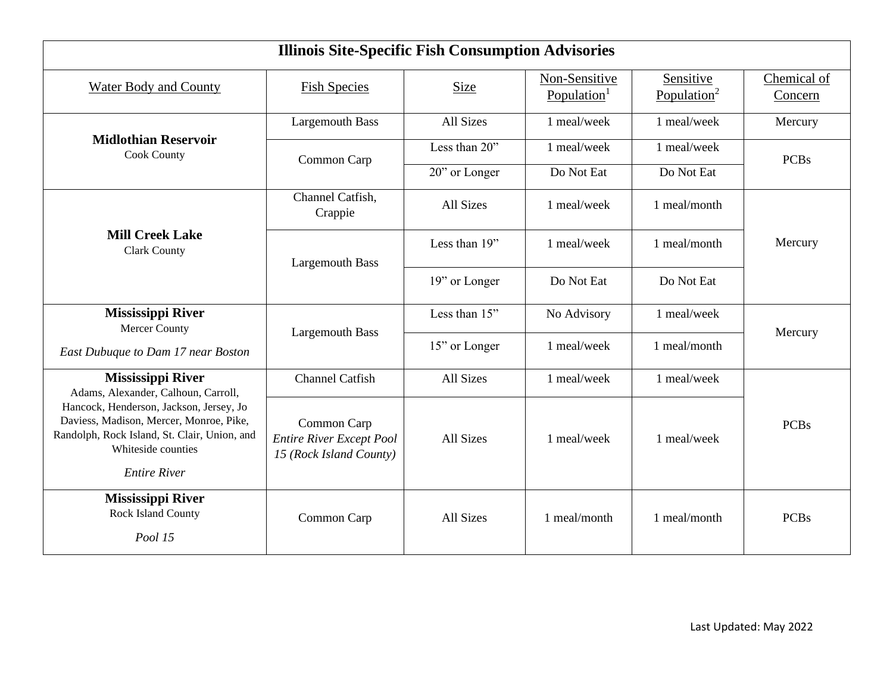| Illinois Site-Specific Fish Consumption Advisories | | | | | |
|---|---|---|---|---|---|
| Water Body and County | Fish Species | Size | Non-Sensitive Population[1] | Sensitive Population[2] | Chemical of Concern |
| **Midlothian Reservoir** Cook County | Largemouth Bass | All Sizes | 1 meal/week | 1 meal/week | Mercury |
| | Common Carp | Less than 20” | 1 meal/week | 1 meal/week | PCBs |
| | | 20” or Longer | Do Not Eat | Do Not Eat | |
| **Mill Creek Lake** Clark County | Channel Catfish, Crappie | All Sizes | 1 meal/week | 1 meal/month | Mercury |
| | Largemouth Bass | Less than 19” | 1 meal/week | 1 meal/month | |
| | | 19” or Longer | Do Not Eat | Do Not Eat | |
| **Mississippi River** Mercer County *East Dubuque to Dam 17 near Boston* | Largemouth Bass | Less than 15” | No Advisory | 1 meal/week | Mercury |
| | | 15” or Longer | 1 meal/week | 1 meal/month | |
| **Mississippi River** Adams, Alexander, Calhoun, Carroll, Hancock, Henderson, Jackson, Jersey, Jo Daviess, Madison, Mercer, Monroe, Pike, Randolph, Rock Island, St. Clair, Union, and Whiteside counties *Entire River* | Channel Catfish | All Sizes | 1 meal/week | 1 meal/week | PCBs |
| | Common Carp *Entire River Except Pool 15 (Rock Island County)* | All Sizes | 1 meal/week | 1 meal/week | |
| **Mississippi River** Rock Island County *Pool 15* | Common Carp | All Sizes | 1 meal/month | 1 meal/month | PCBs |

Last Updated: May 2022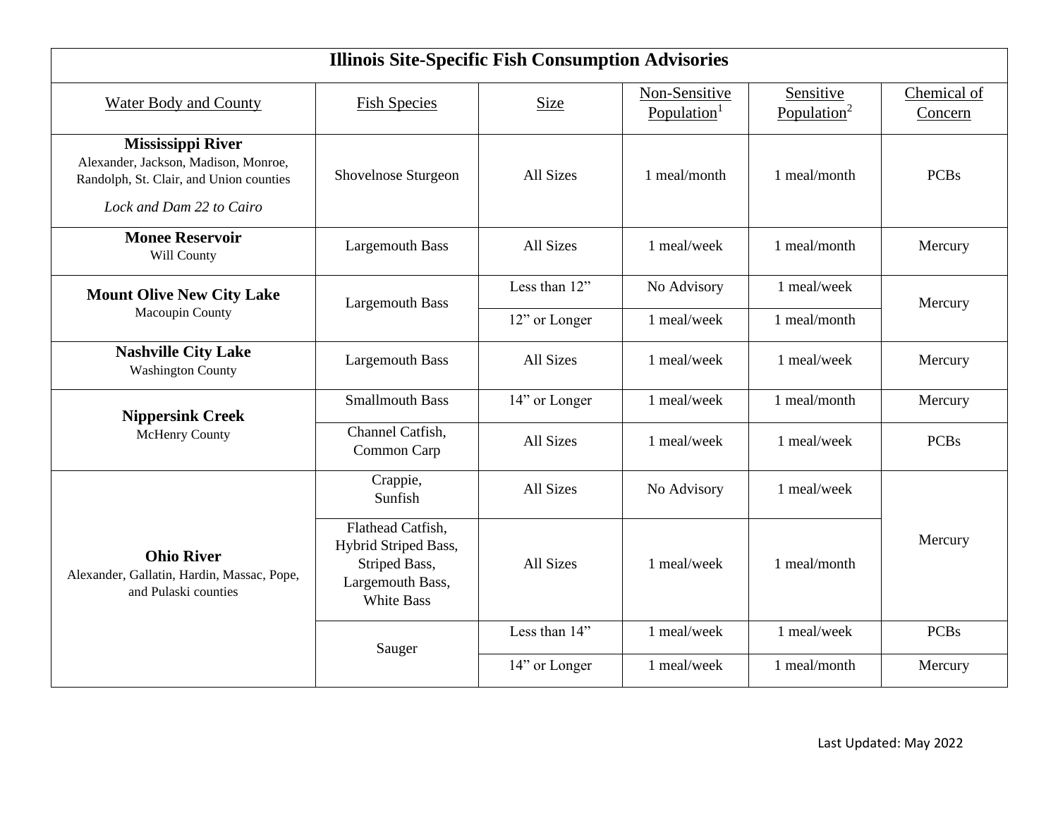| Illinois Site-Specific Fish Consumption Advisories | | | | | |
|---|---|---|---|---|---|
| Water Body and County | Fish Species | Size | Non-Sensitive Population[1] | Sensitive Population[2] | Chemical of Concern |
| **Mississippi River** Alexander, Jackson, Madison, Monroe, Randolph, St. Clair, and Union counties *Lock and Dam 22 to Cairo* | Shovelnose Sturgeon | All Sizes | 1 meal/month | 1 meal/month | PCBs |
| **Monee Reservoir** Will County | Largemouth Bass | All Sizes | 1 meal/week | 1 meal/month | Mercury |
| **Mount Olive New City Lake** Macoupin County | Largemouth Bass | Less than 12" | No Advisory | 1 meal/week | Mercury |
| | | 12" or Longer | 1 meal/week | 1 meal/month | |
| **Nashville City Lake** Washington County | Largemouth Bass | All Sizes | 1 meal/week | 1 meal/week | Mercury |
| **Nippersink Creek** McHenry County | Smallmouth Bass | 14" or Longer | 1 meal/week | 1 meal/month | Mercury |
| | Channel Catfish, Common Carp | All Sizes | 1 meal/week | 1 meal/week | PCBs |
| **Ohio River** Alexander, Gallatin, Hardin, Massac, Pope, and Pulaski counties | Crappie, Sunfish | All Sizes | No Advisory | 1 meal/week | Mercury |
| | Flathead Catfish, Hybrid Striped Bass, Striped Bass, Largemouth Bass, White Bass | All Sizes | 1 meal/week | 1 meal/month | |
| | Sauger | Less than 14" | 1 meal/week | 1 meal/week | PCBs |
| | | 14" or Longer | 1 meal/week | 1 meal/month | Mercury |

Last Updated: May 2022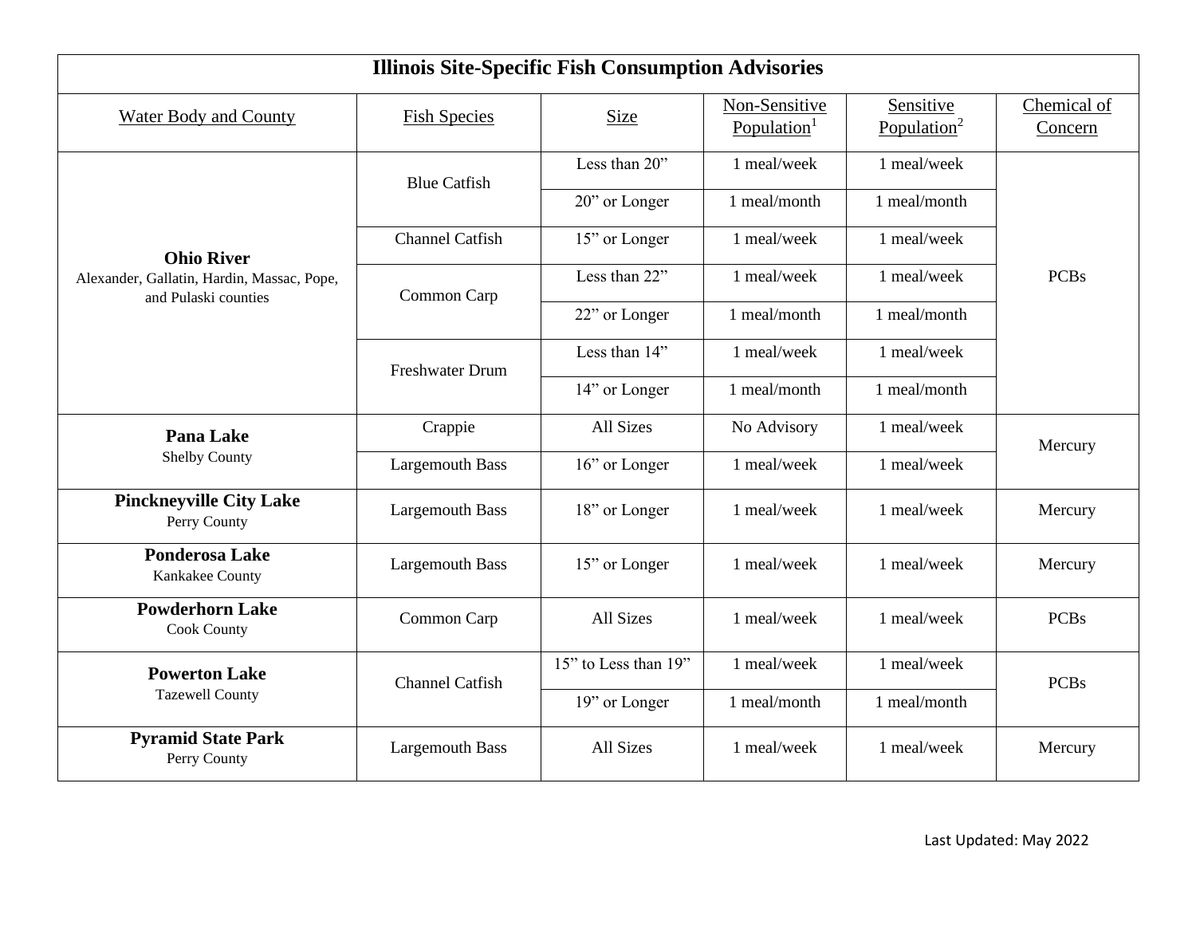# Illinois Site-Specific Fish Consumption Advisories

| Water Body and County | Fish Species | Size | Non-Sensitive Population[1] | Sensitive Population[2] | Chemical of Concern |
|---|---|---|---|---|---|
| **Ohio River** Alexander, Gallatin, Hardin, Massac, Pope, and Pulaski counties | Blue Catfish | Less than 20” | 1 meal/week | 1 meal/week | PCBs |
| | | 20” or Longer | 1 meal/month | 1 meal/month | |
| | Channel Catfish | 15” or Longer | 1 meal/week | 1 meal/week | |
| | Common Carp | Less than 22” | 1 meal/week | 1 meal/week | |
| | | 22” or Longer | 1 meal/month | 1 meal/month | |
| | Freshwater Drum | Less than 14” | 1 meal/week | 1 meal/week | |
| | | 14” or Longer | 1 meal/month | 1 meal/month | |
| **Pana Lake** Shelby County | Crappie | All Sizes | No Advisory | 1 meal/week | Mercury |
| | Largemouth Bass | 16” or Longer | 1 meal/week | 1 meal/week | |
| **Pinckneyville City Lake** Perry County | Largemouth Bass | 18” or Longer | 1 meal/week | 1 meal/week | Mercury |
| **Ponderosa Lake** Kankakee County | Largemouth Bass | 15” or Longer | 1 meal/week | 1 meal/week | Mercury |
| **Powderhorn Lake** Cook County | Common Carp | All Sizes | 1 meal/week | 1 meal/week | PCBs |
| **Powerton Lake** Tazewell County | Channel Catfish | 15” to Less than 19” | 1 meal/week | 1 meal/week | PCBs |
| | | 19” or Longer | 1 meal/month | 1 meal/month | |
| **Pyramid State Park** Perry County | Largemouth Bass | All Sizes | 1 meal/week | 1 meal/week | Mercury |

Last Updated: May 2022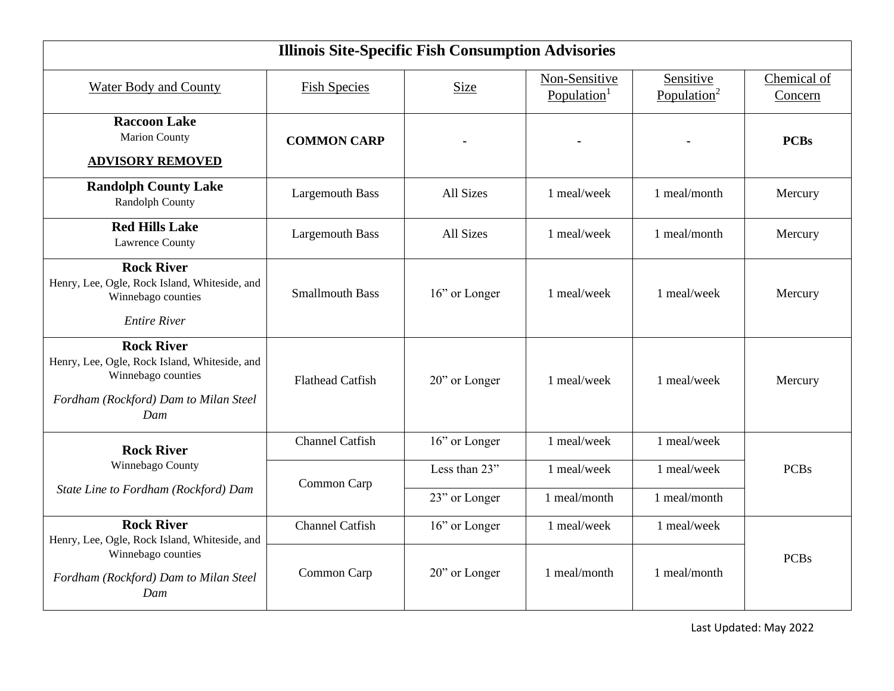| Illinois Site-Specific Fish Consumption Advisories | | | | | |
|---|---|---|---|---|---|
| Water Body and County | Fish Species | Size | Non-Sensitive Population[1] | Sensitive Population[2] | Chemical of Concern |
| **Raccoon Lake** Marion County **ADVISORY REMOVED** | **COMMON CARP** | **-** | **-** | **-** | **PCBs** |
| **Randolph County Lake** Randolph County | Largemouth Bass | All Sizes | 1 meal/week | 1 meal/month | Mercury |
| **Red Hills Lake** Lawrence County | Largemouth Bass | All Sizes | 1 meal/week | 1 meal/month | Mercury |
| **Rock River** Henry, Lee, Ogle, Rock Island, Whiteside, and Winnebago counties *Entire River* | Smallmouth Bass | 16" or Longer | 1 meal/week | 1 meal/week | Mercury |
| **Rock River** Henry, Lee, Ogle, Rock Island, Whiteside, and Winnebago counties *Fordham (Rockford) Dam to Milan Steel Dam* | Flathead Catfish | 20" or Longer | 1 meal/week | 1 meal/week | Mercury |
| **Rock River** Winnebago County *State Line to Fordham (Rockford) Dam* | Channel Catfish | 16" or Longer | 1 meal/week | 1 meal/week | PCBs |
| | Common Carp | Less than 23" | 1 meal/week | 1 meal/week | |
| | | 23" or Longer | 1 meal/month | 1 meal/month | |
| **Rock River** Henry, Lee, Ogle, Rock Island, Whiteside, and Winnebago counties *Fordham (Rockford) Dam to Milan Steel Dam* | Channel Catfish | 16" or Longer | 1 meal/week | 1 meal/week | PCBs |
| | Common Carp | 20" or Longer | 1 meal/month | 1 meal/month | |

Last Updated: May 2022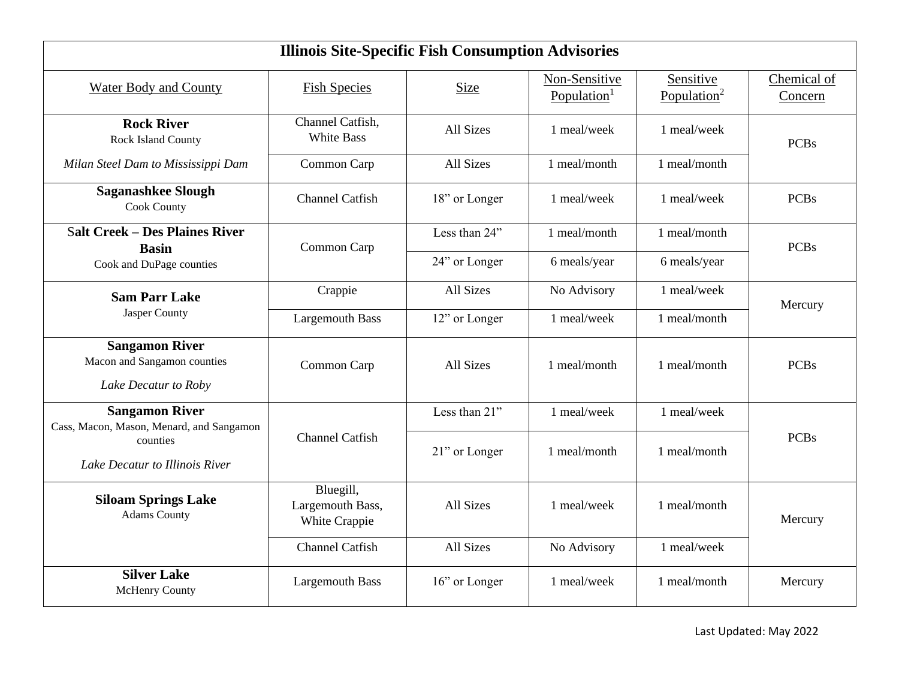| Illinois Site-Specific Fish Consumption Advisories | | | | | |
|---|---|---|---|---|---|
| Water Body and County | Fish Species | Size | Non-Sensitive Population[1] | Sensitive Population[2] | Chemical of Concern |
| **Rock River** Rock Island County *Milan Steel Dam to Mississippi Dam* | Channel Catfish, White Bass | All Sizes | 1 meal/week | 1 meal/week | PCBs |
| | Common Carp | All Sizes | 1 meal/month | 1 meal/month | |
| **Saganashkee Slough** Cook County | Channel Catfish | 18” or Longer | 1 meal/week | 1 meal/week | PCBs |
| **Salt Creek – Des Plaines River Basin** Cook and DuPage counties | Common Carp | Less than 24” | 1 meal/month | 1 meal/month | PCBs |
| | | 24” or Longer | 6 meals/year | 6 meals/year | |
| **Sam Parr Lake** Jasper County | Crappie | All Sizes | No Advisory | 1 meal/week | Mercury |
| | Largemouth Bass | 12” or Longer | 1 meal/week | 1 meal/month | |
| **Sangamon River** Macon and Sangamon counties *Lake Decatur to Roby* | Common Carp | All Sizes | 1 meal/month | 1 meal/month | PCBs |
| **Sangamon River** Cass, Macon, Mason, Menard, and Sangamon counties *Lake Decatur to Illinois River* | Channel Catfish | Less than 21” | 1 meal/week | 1 meal/week | PCBs |
| | | 21” or Longer | 1 meal/month | 1 meal/month | |
| **Siloam Springs Lake** Adams County | Bluegill, Largemouth Bass, White Crappie | All Sizes | 1 meal/week | 1 meal/month | Mercury |
| | Channel Catfish | All Sizes | No Advisory | 1 meal/week | |
| **Silver Lake** McHenry County | Largemouth Bass | 16” or Longer | 1 meal/week | 1 meal/month | Mercury |

Last Updated: May 2022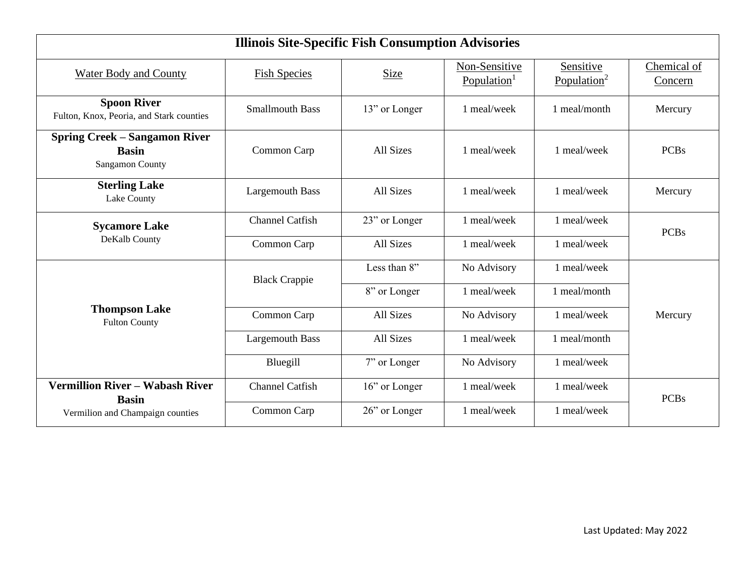| Illinois Site-Specific Fish Consumption Advisories | | | | | |
|---|---|---|---|---|---|
| Water Body and County | Fish Species | Size | Non-Sensitive Population[1] | Sensitive Population[2] | Chemical of Concern |
| **Spoon River** Fulton, Knox, Peoria, and Stark counties | Smallmouth Bass | 13" or Longer | 1 meal/week | 1 meal/month | Mercury |
| **Spring Creek – Sangamon River Basin** Sangamon County | Common Carp | All Sizes | 1 meal/week | 1 meal/week | PCBs |
| **Sterling Lake** Lake County | Largemouth Bass | All Sizes | 1 meal/week | 1 meal/week | Mercury |
| **Sycamore Lake** DeKalb County | Channel Catfish | 23" or Longer | 1 meal/week | 1 meal/week | PCBs |
| | Common Carp | All Sizes | 1 meal/week | 1 meal/week | |
| **Thompson Lake** Fulton County | Black Crappie | Less than 8" | No Advisory | 1 meal/week | Mercury |
| | | 8" or Longer | 1 meal/week | 1 meal/month | |
| | Common Carp | All Sizes | No Advisory | 1 meal/week | |
| | Largemouth Bass | All Sizes | 1 meal/week | 1 meal/month | |
| | Bluegill | 7" or Longer | No Advisory | 1 meal/week | |
| **Vermillion River – Wabash River Basin** Vermilion and Champaign counties | Channel Catfish | 16" or Longer | 1 meal/week | 1 meal/week | PCBs |
| | Common Carp | 26" or Longer | 1 meal/week | 1 meal/week | |

Last Updated: May 2022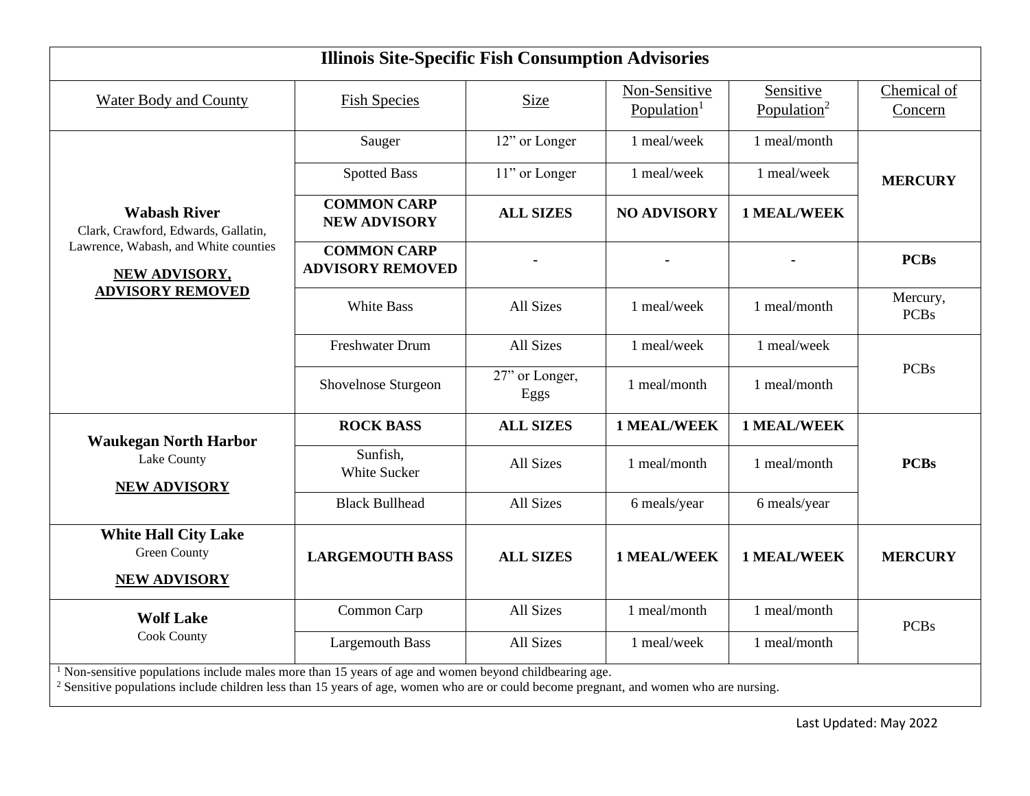# Illinois Site-Specific Fish Consumption Advisories

| Water Body and County | Fish Species | Size | Non-Sensitive Population[1] | Sensitive Population[2] | Chemical of Concern |
|---|---|---|---|---|---|
| **Wabash River** Clark, Crawford, Edwards, Gallatin, Lawrence, Wabash, and White counties **NEW ADVISORY, ADVISORY REMOVED** | Sauger | 12" or Longer | 1 meal/week | 1 meal/month | **MERCURY** |
| | Spotted Bass | 11" or Longer | 1 meal/week | 1 meal/week | |
| | **COMMON CARP NEW ADVISORY** | **ALL SIZES** | **NO ADVISORY** | **1 MEAL/WEEK** | |
| | **COMMON CARP ADVISORY REMOVED** | - | - | - | **PCBs** |
| | White Bass | All Sizes | 1 meal/week | 1 meal/month | Mercury, PCBs |
| | Freshwater Drum | All Sizes | 1 meal/week | 1 meal/week | PCBs |
| | Shovelnose Sturgeon | 27" or Longer, Eggs | 1 meal/month | 1 meal/month | |
| **Waukegan North Harbor** Lake County **NEW ADVISORY** | **ROCK BASS** | **ALL SIZES** | **1 MEAL/WEEK** | **1 MEAL/WEEK** | **PCBs** |
| | Sunfish, White Sucker | All Sizes | 1 meal/month | 1 meal/month | |
| | Black Bullhead | All Sizes | 6 meals/year | 6 meals/year | |
| **White Hall City Lake** Green County **NEW ADVISORY** | **LARGEMOUTH BASS** | **ALL SIZES** | **1 MEAL/WEEK** | **1 MEAL/WEEK** | **MERCURY** |
| **Wolf Lake** Cook County | Common Carp | All Sizes | 1 meal/month | 1 meal/month | PCBs |
| | Largemouth Bass | All Sizes | 1 meal/week | 1 meal/month | |

[1] Non-sensitive populations include males more than 15 years of age and women beyond childbearing age.

[2] Sensitive populations include children less than 15 years of age, women who are or could become pregnant, and women who are nursing.

Last Updated: May 2022